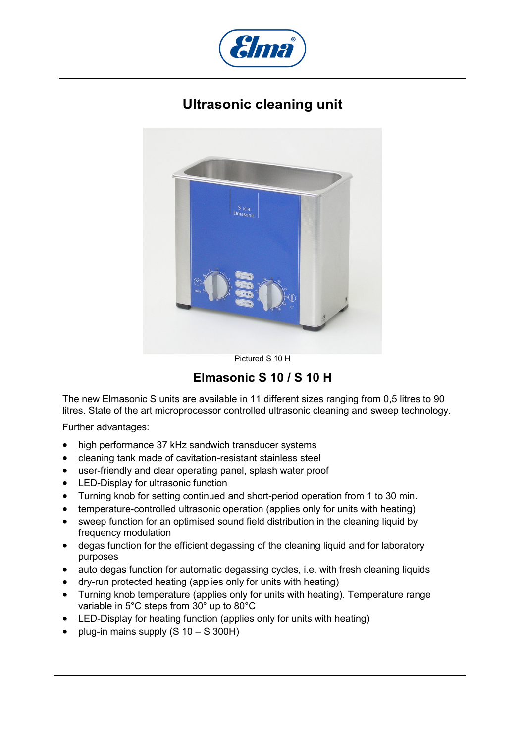# Ultrasonic cleaning unit

Pictured S 10 H

## Elmasonic S 10 / S 10 H

The new Elmasonic S units are available in 11 different sizes ranging from 0,5 litres to 90 litres. State of the art microprocessor controlled ultrasonic cleaning and sweep technology.

Further advantages:

- high performance 37 kHz sandwich transducer systems
- cleaning tank made of cavitation-resistant stainless steel
- user-friendly and clear operating panel, splash water proof
- LED-Display for ultrasonic function
- Turning knob for setting continued and short-period operation from 1 to 30 min.
- temperature-controlled ultrasonic operation (applies only for units with heating)
- sweep function for an optimised sound field distribution in the cleaning liquid by frequency modulation
- degas function for the efficient degassing of the cleaning liquid and for laboratory purposes
- auto degas function for automatic degassing cycles, i.e. with fresh cleaning liquids
- dry-run protected heating (applies only for units with heating)
- Turning knob temperature (applies only for units with heating). Temperature range variable in 5°C steps from 30° up to 80°C
- LED-Display for heating function (applies only for units with heating)
- plug-in mains supply (S 10 – S 300H)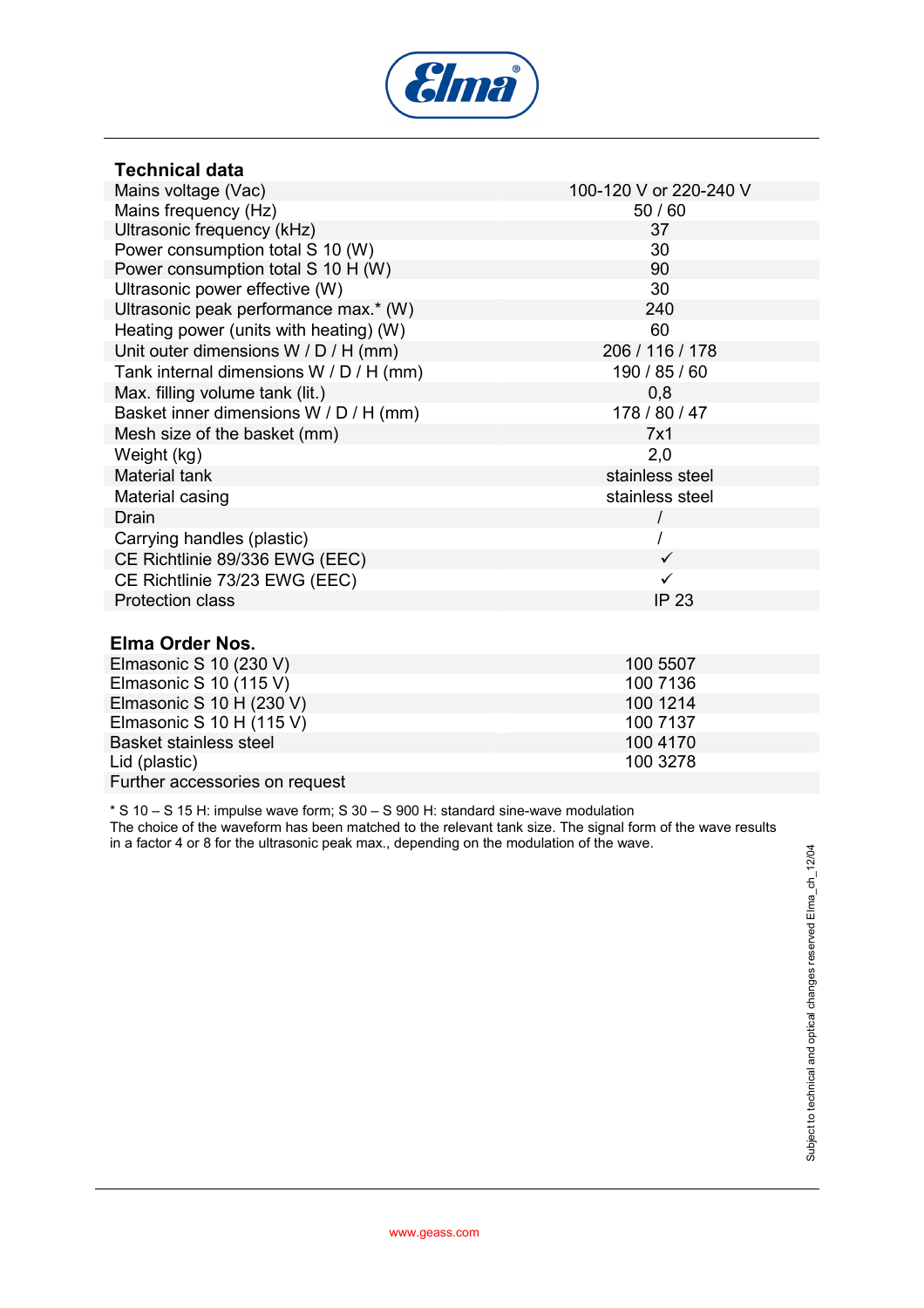## Technical data

| | |
|---|---|
| Mains voltage (Vac) | 100-120 V or 220-240 V |
| Mains frequency (Hz) | 50 / 60 |
| Ultrasonic frequency (kHz) | 37 |
| Power consumption total S 10 (W) | 30 |
| Power consumption total S 10 H (W) | 90 |
| Ultrasonic power effective (W) | 30 |
| Ultrasonic peak performance max.* (W) | 240 |
| Heating power (units with heating) (W) | 60 |
| Unit outer dimensions W / D / H (mm) | 206 / 116 / 178 |
| Tank internal dimensions W / D / H (mm) | 190 / 85 / 60 |
| Max. filling volume tank (lit.) | 0,8 |
| Basket inner dimensions W / D / H (mm) | 178 / 80 / 47 |
| Mesh size of the basket (mm) | 7x1 |
| Weight (kg) | 2,0 |
| Material tank | stainless steel |
| Material casing | stainless steel |
| Drain | / |
| Carrying handles (plastic) | / |
| CE Richtlinie 89/336 EWG (EEC) | ✓ |
| CE Richtlinie 73/23 EWG (EEC) | ✓ |
| Protection class | IP 23 |

## Elma Order Nos.

| | |
|---|---|
| Elmasonic S 10 (230 V) | 100 5507 |
| Elmasonic S 10 (115 V) | 100 7136 |
| Elmasonic S 10 H (230 V) | 100 1214 |
| Elmasonic S 10 H (115 V) | 100 7137 |
| Basket stainless steel | 100 4170 |
| Lid (plastic) | 100 3278 |
| Further accessories on request | |

* S 10 – S 15 H: impulse wave form; S 30 – S 900 H: standard sine-wave modulation
The choice of the waveform has been matched to the relevant tank size. The signal form of the wave results in a factor 4 or 8 for the ultrasonic peak max., depending on the modulation of the wave.

Subject to technical and optical changes reserved Elma_ch_12/04